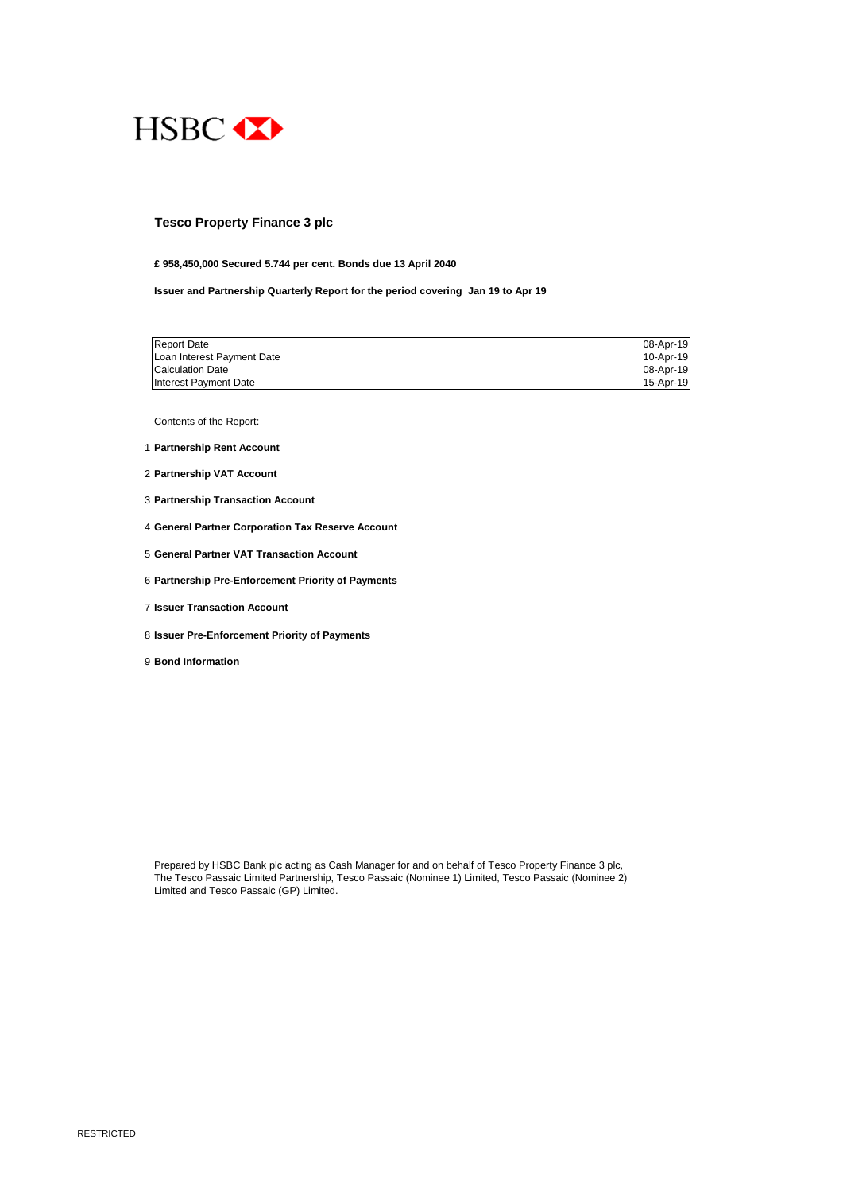HSBC

# Tesco Property Finance 3 plc

**£ 958,450,000 Secured 5.744 per cent. Bonds due 13 April 2040**

**Issuer and Partnership Quarterly Report for the period covering Jan 19 to Apr 19**

| | |
|---|---|
| Report Date | 08-Apr-19 |
| Loan Interest Payment Date | 10-Apr-19 |
| Calculation Date | 08-Apr-19 |
| Interest Payment Date | 15-Apr-19 |

Contents of the Report:

1. **Partnership Rent Account**
2. **Partnership VAT Account**
3. **Partnership Transaction Account**
4. **General Partner Corporation Tax Reserve Account**
5. **General Partner VAT Transaction Account**
6. **Partnership Pre-Enforcement Priority of Payments**
7. **Issuer Transaction Account**
8. **Issuer Pre-Enforcement Priority of Payments**
9. **Bond Information**

Prepared by HSBC Bank plc acting as Cash Manager for and on behalf of Tesco Property Finance 3 plc, The Tesco Passaic Limited Partnership, Tesco Passaic (Nominee 1) Limited, Tesco Passaic (Nominee 2) Limited and Tesco Passaic (GP) Limited.

RESTRICTED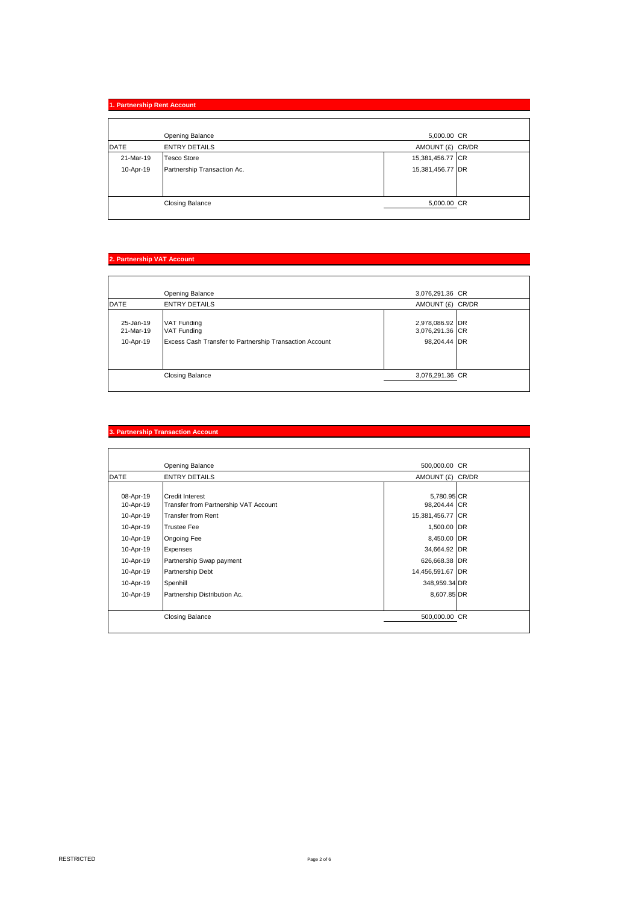## 1. Partnership Rent Account

| | | | |
|---|---|---|---|
| | Opening Balance | 5,000.00 | CR |
| DATE | ENTRY DETAILS | AMOUNT (£) | CR/DR |
| 21-Mar-19 | Tesco Store | 15,381,456.77 | CR |
| 10-Apr-19 | Partnership Transaction Ac. | 15,381,456.77 | DR |
| | Closing Balance | 5,000.00 | CR |

## 2. Partnership VAT Account

| | | | |
|---|---|---|---|
| | Opening Balance | 3,076,291.36 | CR |
| DATE | ENTRY DETAILS | AMOUNT (£) | CR/DR |
| 25-Jan-19 | VAT Funding | 2,978,086.92 | DR |
| 21-Mar-19 | VAT Funding | 3,076,291.36 | CR |
| 10-Apr-19 | Excess Cash Transfer to Partnership Transaction Account | 98,204.44 | DR |
| | Closing Balance | 3,076,291.36 | CR |

## 3. Partnership Transaction Account

| | | | |
|---|---|---|---|
| | Opening Balance | 500,000.00 | CR |
| DATE | ENTRY DETAILS | AMOUNT (£) | CR/DR |
| 08-Apr-19 | Credit Interest | 5,780.95 | CR |
| 10-Apr-19 | Transfer from Partnership VAT Account | 98,204.44 | CR |
| 10-Apr-19 | Transfer from Rent | 15,381,456.77 | CR |
| 10-Apr-19 | Trustee Fee | 1,500.00 | DR |
| 10-Apr-19 | Ongoing Fee | 8,450.00 | DR |
| 10-Apr-19 | Expenses | 34,664.92 | DR |
| 10-Apr-19 | Partnership Swap payment | 626,668.38 | DR |
| 10-Apr-19 | Partnership Debt | 14,456,591.67 | DR |
| 10-Apr-19 | Spenhill | 348,959.34 | DR |
| 10-Apr-19 | Partnership Distribution Ac. | 8,607.85 | DR |
| | Closing Balance | 500,000.00 | CR |

RESTRICTED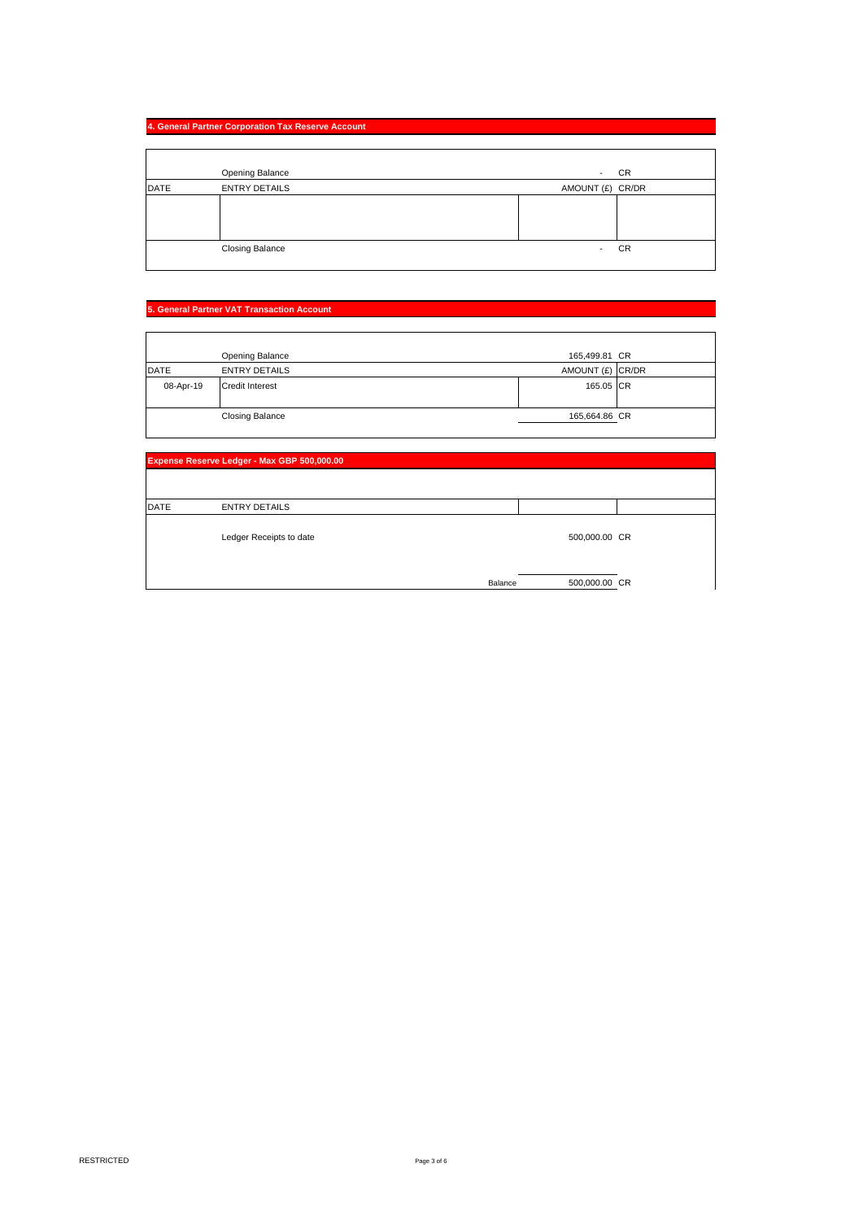## 4. General Partner Corporation Tax Reserve Account

| DATE | ENTRY DETAILS | AMOUNT (£) | CR/DR |
|---|---|---|---|
| | Opening Balance | - | CR |
| | | | |
| | Closing Balance | - | CR |

## 5. General Partner VAT Transaction Account

| DATE | ENTRY DETAILS | AMOUNT (£) | CR/DR |
|---|---|---|---|
| | Opening Balance | 165,499.81 | CR |
| 08-Apr-19 | Credit Interest | 165.05 | CR |
| | Closing Balance | 165,664.86 | CR |

## Expense Reserve Ledger - Max GBP 500,000.00

| DATE | ENTRY DETAILS | | |
|---|---|---|---|
| | Ledger Receipts to date | 500,000.00 | CR |
| | Balance | 500,000.00 | CR |

RESTRICTED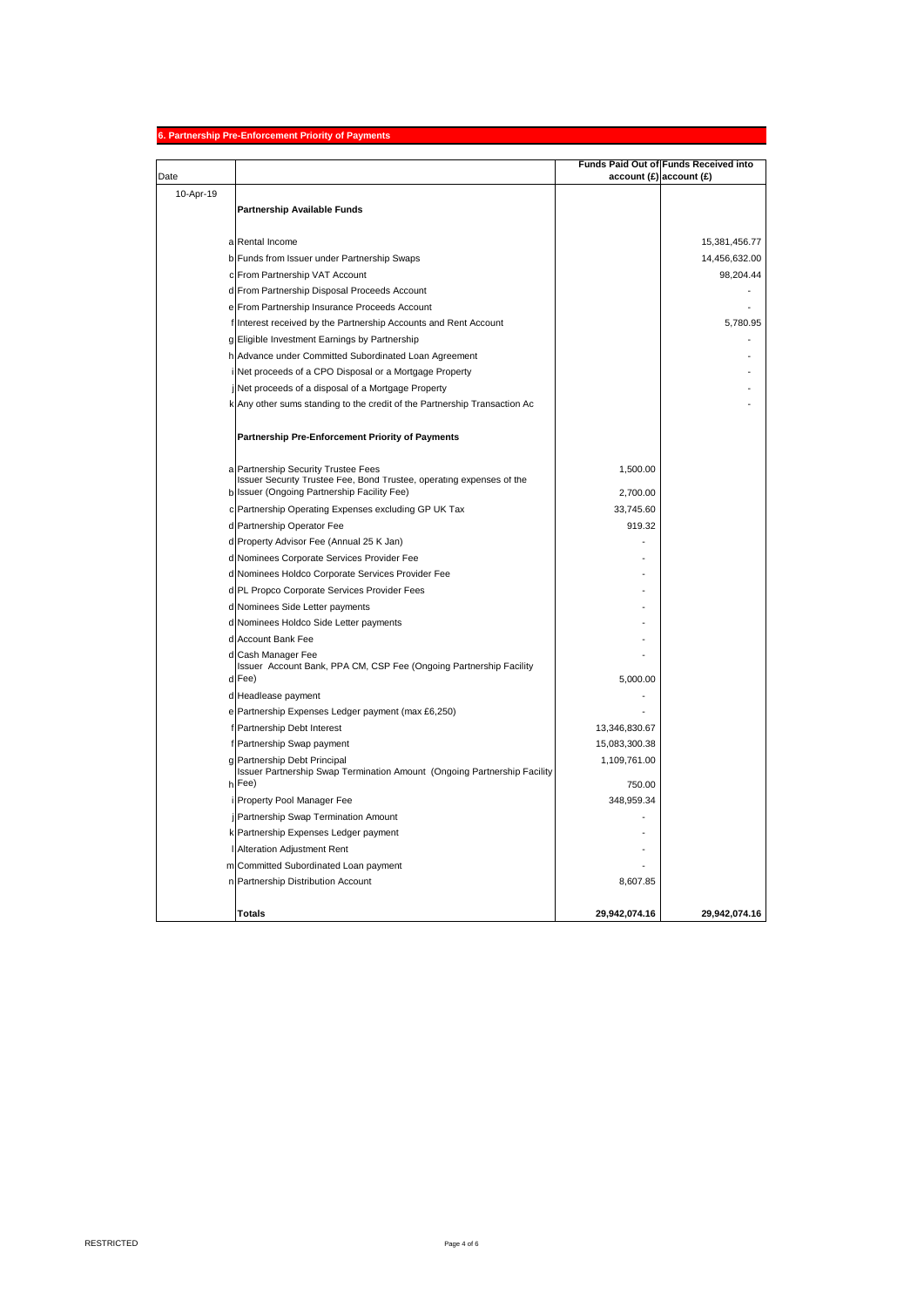## 6. Partnership Pre-Enforcement Priority of Payments

| Date | | | Funds Paid Out of account (£) | Funds Received into account (£) |
|---|---|---|---|---|
| 10-Apr-19 | | **Partnership Available Funds** | | |
| | a | Rental Income | | 15,381,456.77 |
| | b | Funds from Issuer under Partnership Swaps | | 14,456,632.00 |
| | c | From Partnership VAT Account | | 98,204.44 |
| | d | From Partnership Disposal Proceeds Account | | - |
| | e | From Partnership Insurance Proceeds Account | | - |
| | f | Interest received by the Partnership Accounts and Rent Account | | 5,780.95 |
| | g | Eligible Investment Earnings by Partnership | | - |
| | h | Advance under Committed Subordinated Loan Agreement | | - |
| | i | Net proceeds of a CPO Disposal or a Mortgage Property | | - |
| | j | Net proceeds of a disposal of a Mortgage Property | | - |
| | k | Any other sums standing to the credit of the Partnership Transaction Ac | | - |
| | | **Partnership Pre-Enforcement Priority of Payments** | | |
| | a | Partnership Security Trustee Fees | 1,500.00 | |
| | b | Issuer Security Trustee Fee, Bond Trustee, operating expenses of the Issuer (Ongoing Partnership Facility Fee) | 2,700.00 | |
| | c | Partnership Operating Expenses excluding GP UK Tax | 33,745.60 | |
| | d | Partnership Operator Fee | 919.32 | |
| | d | Property Advisor Fee (Annual 25 K Jan) | - | |
| | d | Nominees Corporate Services Provider Fee | - | |
| | d | Nominees Holdco Corporate Services Provider Fee | - | |
| | d | PL Propco Corporate Services Provider Fees | - | |
| | d | Nominees Side Letter payments | - | |
| | d | Nominees Holdco Side Letter payments | - | |
| | d | Account Bank Fee | - | |
| | d | Cash Manager Fee | - | |
| | d | Issuer Account Bank, PPA CM, CSP Fee (Ongoing Partnership Facility Fee) | 5,000.00 | |
| | d | Headlease payment | - | |
| | e | Partnership Expenses Ledger payment (max £6,250) | - | |
| | f | Partnership Debt Interest | 13,346,830.67 | |
| | f | Partnership Swap payment | 15,083,300.38 | |
| | g | Partnership Debt Principal | 1,109,761.00 | |
| | h | Issuer Partnership Swap Termination Amount (Ongoing Partnership Facility Fee) | 750.00 | |
| | i | Property Pool Manager Fee | 348,959.34 | |
| | j | Partnership Swap Termination Amount | - | |
| | k | Partnership Expenses Ledger payment | - | |
| | l | Alteration Adjustment Rent | - | |
| | m | Committed Subordinated Loan payment | - | |
| | n | Partnership Distribution Account | 8,607.85 | |
| | | **Totals** | **29,942,074.16** | **29,942,074.16** |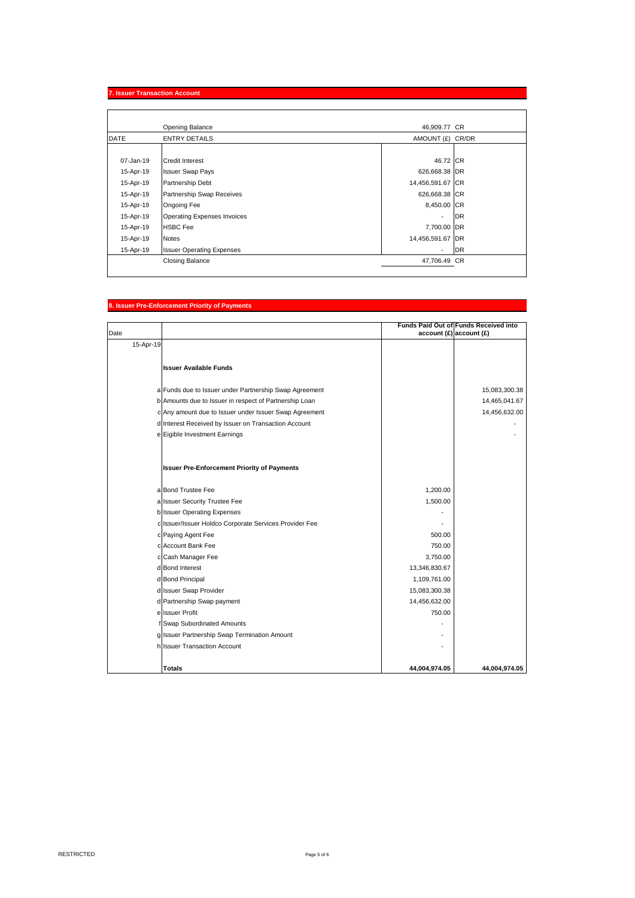## 7. Issuer Transaction Account

| DATE | ENTRY DETAILS | AMOUNT (£) | CR/DR |
|---|---|---|---|
| | Opening Balance | 46,909.77 | CR |
| 07-Jan-19 | Credit Interest | 46.72 | CR |
| 15-Apr-19 | Issuer Swap Pays | 626,668.38 | DR |
| 15-Apr-19 | Partnership Debt | 14,456,591.67 | CR |
| 15-Apr-19 | Partnership Swap Receives | 626,668.38 | CR |
| 15-Apr-19 | Ongoing Fee | 8,450.00 | CR |
| 15-Apr-19 | Operating Expenses Invoices | - | DR |
| 15-Apr-19 | HSBC Fee | 7,700.00 | DR |
| 15-Apr-19 | Notes | 14,456,591.67 | DR |
| 15-Apr-19 | Issuer Operating Expenses | - | DR |
| | Closing Balance | 47,706.49 | CR |

## 8. Issuer Pre-Enforcement Priority of Payments

| Date | | Funds Paid Out of account (£) | Funds Received into account (£) |
|---|---|---|---|
| 15-Apr-19 | | | |
| | **Issuer Available Funds** | | |
| | a Funds due to Issuer under Partnership Swap Agreement | | 15,083,300.38 |
| | b Amounts due to Issuer in respect of Partnership Loan | | 14,465,041.67 |
| | c Any amount due to Issuer under Issuer Swap Agreement | | 14,456,632.00 |
| | d Interest Received by Issuer on Transaction Account | | - |
| | e Eigible Investment Earnings | | - |
| | **Issuer Pre-Enforcement Priority of Payments** | | |
| | a Bond Trustee Fee | 1,200.00 | |
| | a Issuer Security Trustee Fee | 1,500.00 | |
| | b Issuer Operating Expenses | - | |
| | c Issuer/Issuer Holdco Corporate Services Provider Fee | - | |
| | c Paying Agent Fee | 500.00 | |
| | c Account Bank Fee | 750.00 | |
| | c Cash Manager Fee | 3,750.00 | |
| | d Bond Interest | 13,346,830.67 | |
| | d Bond Principal | 1,109,761.00 | |
| | d Issuer Swap Provider | 15,083,300.38 | |
| | d Partnership Swap payment | 14,456,632.00 | |
| | e Issuer Profit | 750.00 | |
| | f Swap Subordinated Amounts | - | |
| | g Issuer Partnership Swap Termination Amount | - | |
| | h Issuer Transaction Account | - | |
| | **Totals** | **44,004,974.05** | **44,004,974.05** |

RESTRICTED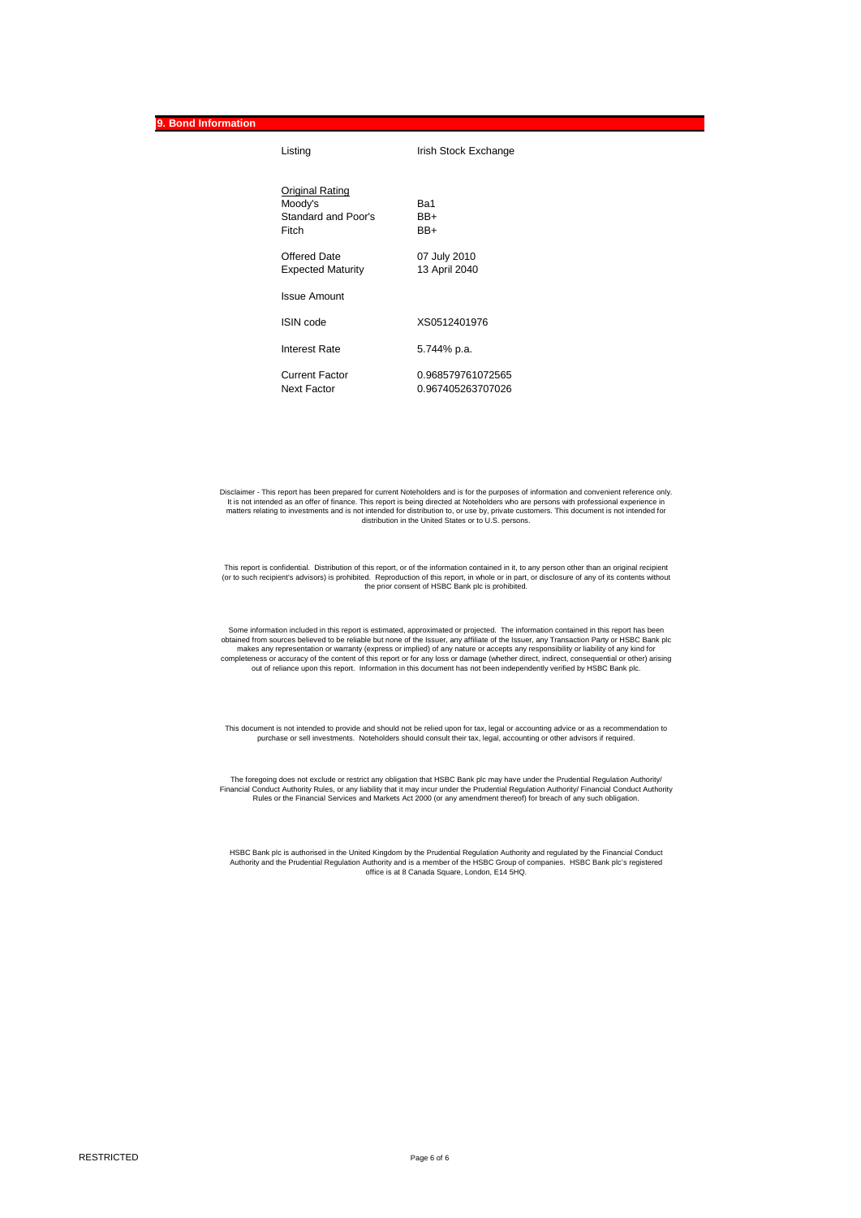## 9. Bond Information

| | |
|---|---|
| Listing | Irish Stock Exchange |
| Original Rating | |
| Moody's | Ba1 |
| Standard and Poor's | BB+ |
| Fitch | BB+ |
| Offered Date | 07 July 2010 |
| Expected Maturity | 13 April 2040 |
| Issue Amount | |
| ISIN code | XS0512401976 |
| Interest Rate | 5.744% p.a. |
| Current Factor | 0.968579761072565 |
| Next Factor | 0.967405263707026 |

Disclaimer - This report has been prepared for current Noteholders and is for the purposes of information and convenient reference only. It is not intended as an offer of finance. This report is being directed at Noteholders who are persons with professional experience in matters relating to investments and is not intended for distribution to, or use by, private customers. This document is not intended for distribution in the United States or to U.S. persons.

This report is confidential. Distribution of this report, or of the information contained in it, to any person other than an original recipient (or to such recipient's advisors) is prohibited. Reproduction of this report, in whole or in part, or disclosure of any of its contents without the prior consent of HSBC Bank plc is prohibited.

Some information included in this report is estimated, approximated or projected. The information contained in this report has been obtained from sources believed to be reliable but none of the Issuer, any affiliate of the Issuer, any Transaction Party or HSBC Bank plc makes any representation or warranty (express or implied) of any nature or accepts any responsibility or liability of any kind for completeness or accuracy of the content of this report or for any loss or damage (whether direct, indirect, consequential or other) arising out of reliance upon this report. Information in this document has not been independently verified by HSBC Bank plc.

This document is not intended to provide and should not be relied upon for tax, legal or accounting advice or as a recommendation to purchase or sell investments. Noteholders should consult their tax, legal, accounting or other advisors if required.

The foregoing does not exclude or restrict any obligation that HSBC Bank plc may have under the Prudential Regulation Authority/ Financial Conduct Authority Rules, or any liability that it may incur under the Prudential Regulation Authority/ Financial Conduct Authority Rules or the Financial Services and Markets Act 2000 (or any amendment thereof) for breach of any such obligation.

HSBC Bank plc is authorised in the United Kingdom by the Prudential Regulation Authority and regulated by the Financial Conduct Authority and the Prudential Regulation Authority and is a member of the HSBC Group of companies. HSBC Bank plc's registered office is at 8 Canada Square, London, E14 5HQ.

RESTRICTED